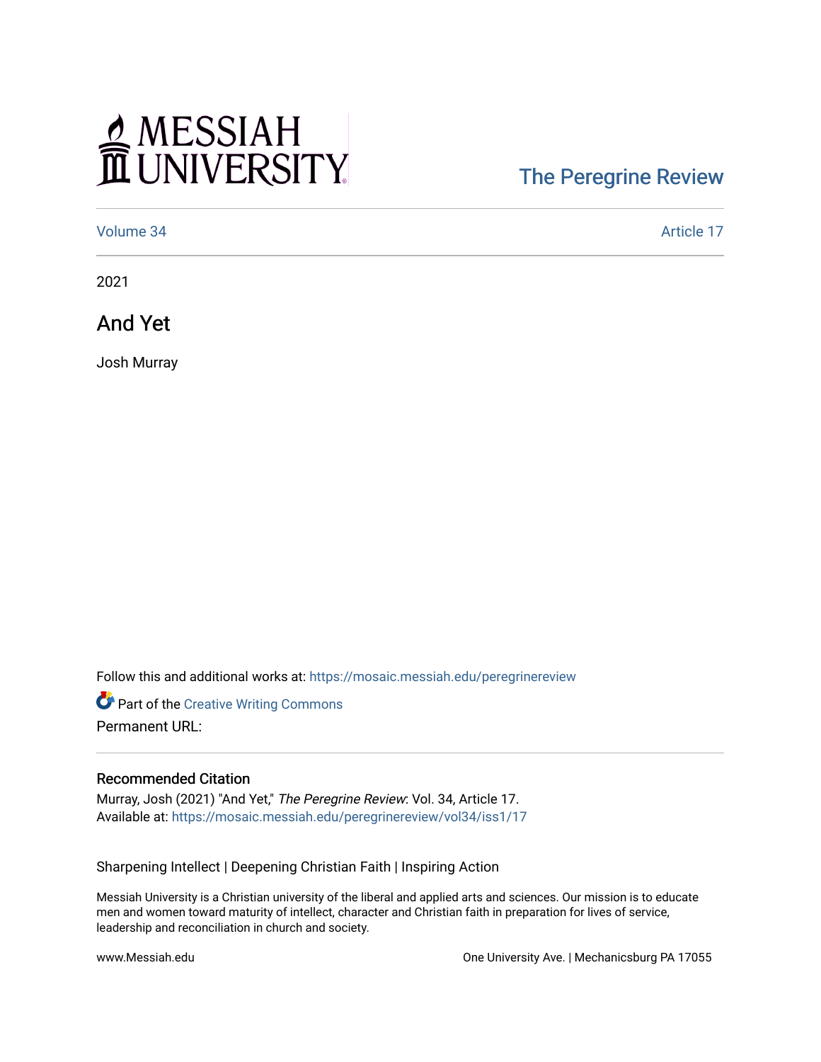Messiah University

The Peregrine Review

Volume 34 Article 17

2021

# And Yet

Josh Murray

Follow this and additional works at: https://mosaic.messiah.edu/peregrinereview

Part of the Creative Writing Commons

Permanent URL:

## Recommended Citation

Murray, Josh (2021) "And Yet," *The Peregrine Review*: Vol. 34, Article 17.
Available at: https://mosaic.messiah.edu/peregrinereview/vol34/iss1/17

Sharpening Intellect | Deepening Christian Faith | Inspiring Action

Messiah University is a Christian university of the liberal and applied arts and sciences. Our mission is to educate men and women toward maturity of intellect, character and Christian faith in preparation for lives of service, leadership and reconciliation in church and society.

www.Messiah.edu One University Ave. | Mechanicsburg PA 17055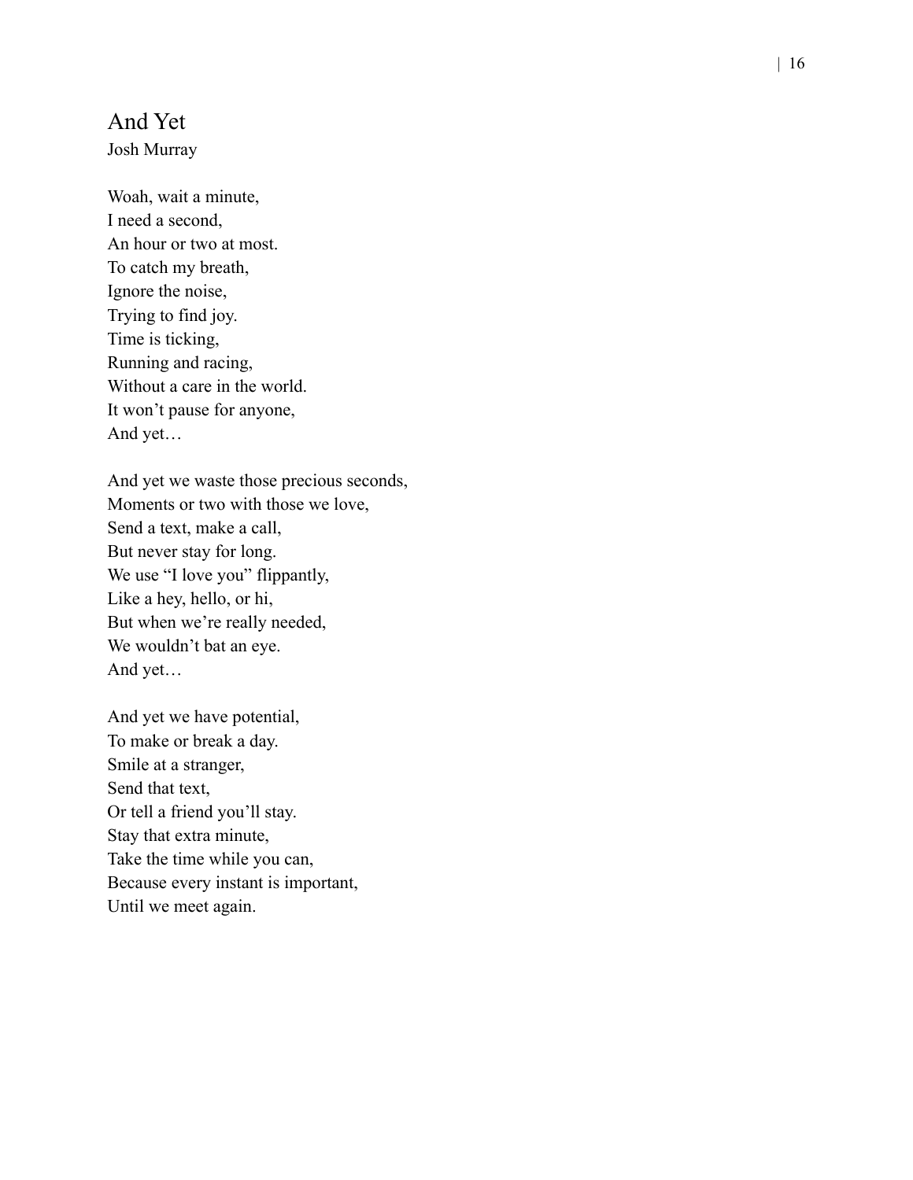# And Yet

Josh Murray

Woah, wait a minute,
I need a second,
An hour or two at most.
To catch my breath,
Ignore the noise,
Trying to find joy.
Time is ticking,
Running and racing,
Without a care in the world.
It won't pause for anyone,
And yet…

And yet we waste those precious seconds,
Moments or two with those we love,
Send a text, make a call,
But never stay for long.
We use "I love you" flippantly,
Like a hey, hello, or hi,
But when we're really needed,
We wouldn't bat an eye.
And yet…

And yet we have potential,
To make or break a day.
Smile at a stranger,
Send that text,
Or tell a friend you'll stay.
Stay that extra minute,
Take the time while you can,
Because every instant is important,
Until we meet again.